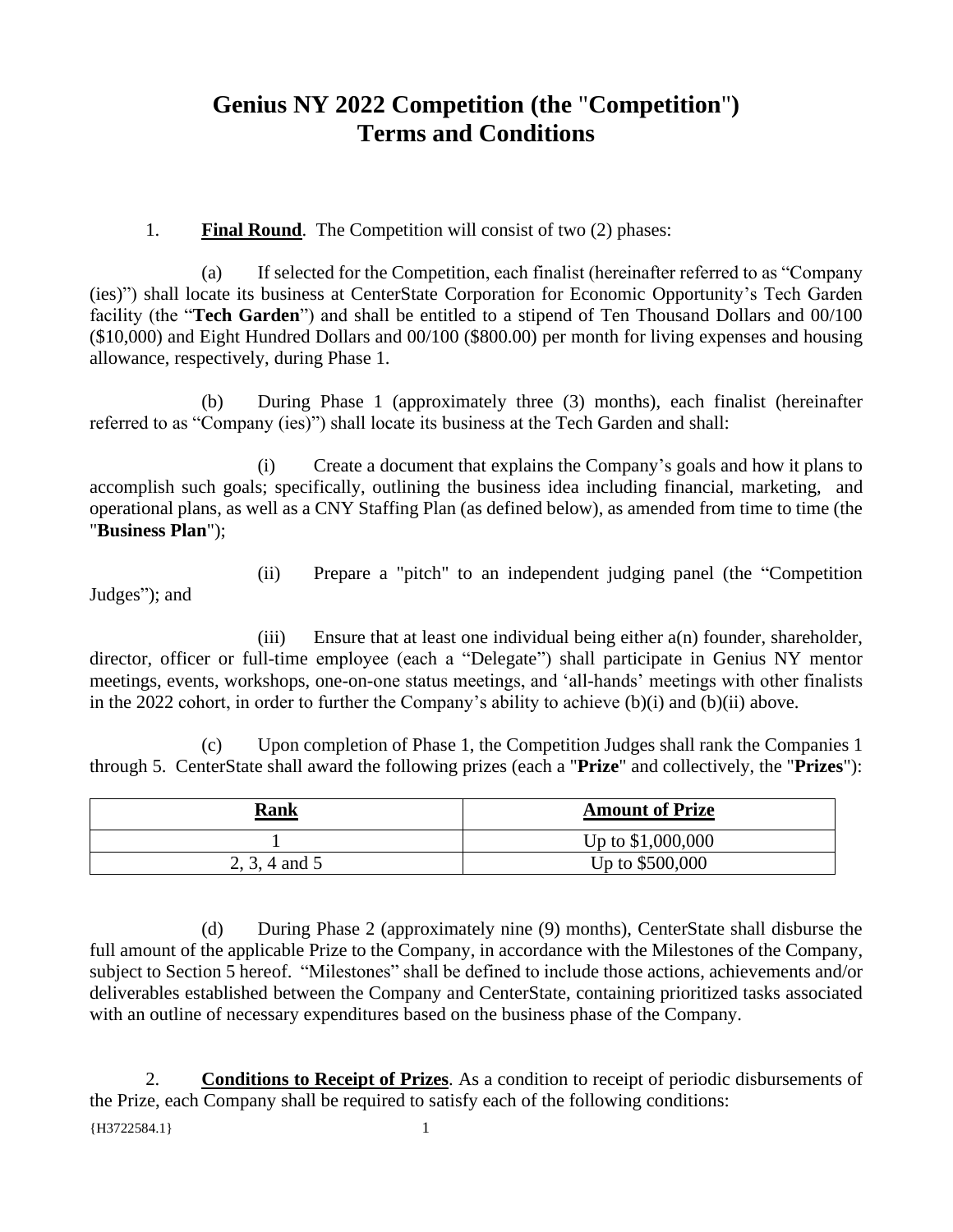# Genius NY 2022 Competition (the "Competition") Terms and Conditions

1. **<u>Final Round</u>**. The Competition will consist of two (2) phases:

   (a) If selected for the Competition, each finalist (hereinafter referred to as "Company (ies)") shall locate its business at CenterState Corporation for Economic Opportunity's Tech Garden facility (the "**Tech Garden**") and shall be entitled to a stipend of Ten Thousand Dollars and 00/100 ($10,000) and Eight Hundred Dollars and 00/100 ($800.00) per month for living expenses and housing allowance, respectively, during Phase 1.

   (b) During Phase 1 (approximately three (3) months), each finalist (hereinafter referred to as "Company (ies)") shall locate its business at the Tech Garden and shall:

      (i) Create a document that explains the Company's goals and how it plans to accomplish such goals; specifically, outlining the business idea including financial, marketing, and operational plans, as well as a CNY Staffing Plan (as defined below), as amended from time to time (the "**Business Plan**");

      (ii) Prepare a "pitch" to an independent judging panel (the "Competition Judges"); and

      (iii) Ensure that at least one individual being either a(n) founder, shareholder, director, officer or full-time employee (each a "Delegate") shall participate in Genius NY mentor meetings, events, workshops, one-on-one status meetings, and 'all-hands' meetings with other finalists in the 2022 cohort, in order to further the Company's ability to achieve (b)(i) and (b)(ii) above.

   (c) Upon completion of Phase 1, the Competition Judges shall rank the Companies 1 through 5. CenterState shall award the following prizes (each a "**Prize**" and collectively, the "**Prizes**"):

| <u>Rank</u> | <u>Amount of Prize</u> |
|---|---|
| 1 | Up to $1,000,000 |
| 2, 3, 4 and 5 | Up to $500,000 |

   (d) During Phase 2 (approximately nine (9) months), CenterState shall disburse the full amount of the applicable Prize to the Company, in accordance with the Milestones of the Company, subject to Section 5 hereof. "Milestones" shall be defined to include those actions, achievements and/or deliverables established between the Company and CenterState, containing prioritized tasks associated with an outline of necessary expenditures based on the business phase of the Company.

2. **<u>Conditions to Receipt of Prizes</u>**. As a condition to receipt of periodic disbursements of the Prize, each Company shall be required to satisfy each of the following conditions: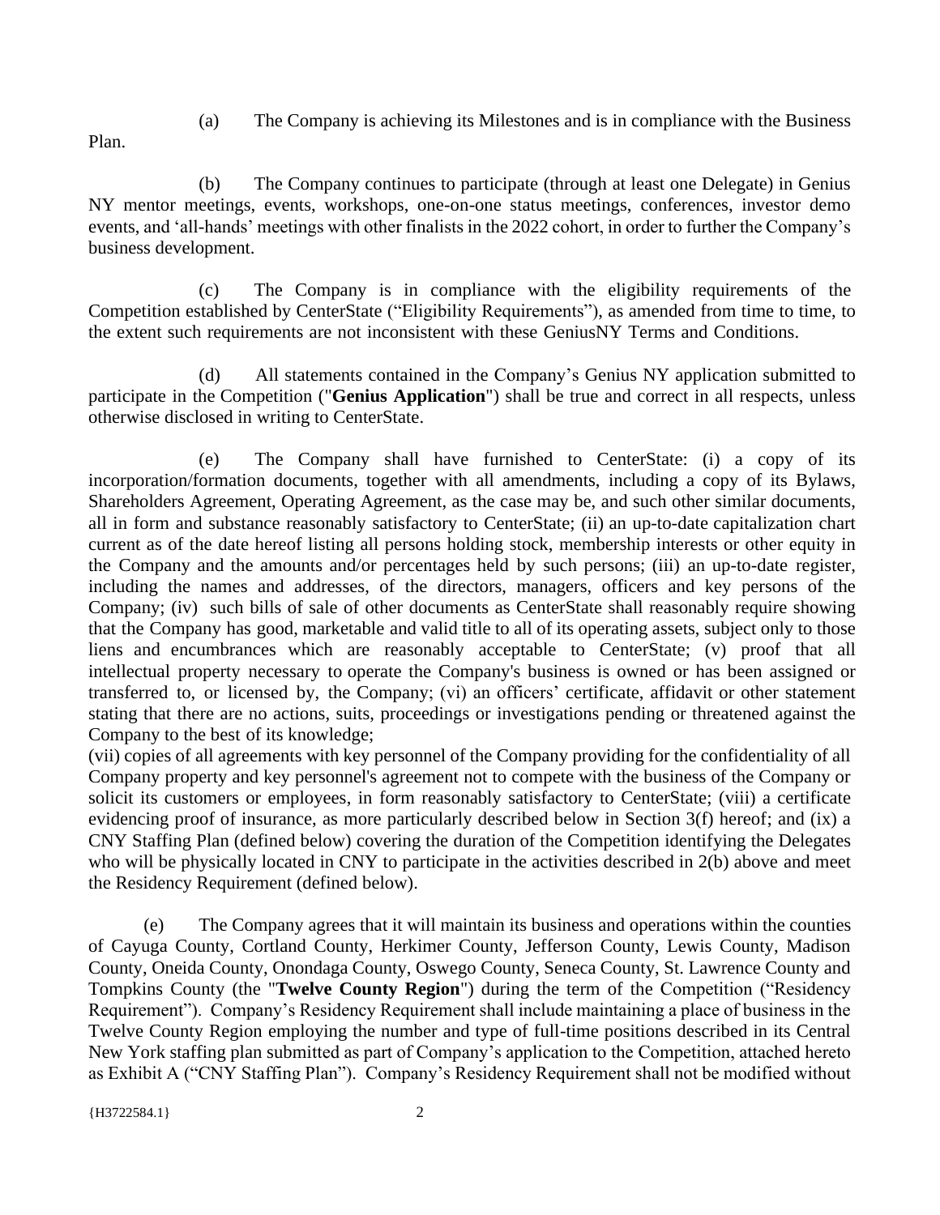(a) The Company is achieving its Milestones and is in compliance with the Business Plan.

(b) The Company continues to participate (through at least one Delegate) in Genius NY mentor meetings, events, workshops, one-on-one status meetings, conferences, investor demo events, and 'all-hands' meetings with other finalists in the 2022 cohort, in order to further the Company's business development.

(c) The Company is in compliance with the eligibility requirements of the Competition established by CenterState ("Eligibility Requirements"), as amended from time to time, to the extent such requirements are not inconsistent with these GeniusNY Terms and Conditions.

(d) All statements contained in the Company's Genius NY application submitted to participate in the Competition ("**Genius Application**") shall be true and correct in all respects, unless otherwise disclosed in writing to CenterState.

(e) The Company shall have furnished to CenterState: (i) a copy of its incorporation/formation documents, together with all amendments, including a copy of its Bylaws, Shareholders Agreement, Operating Agreement, as the case may be, and such other similar documents, all in form and substance reasonably satisfactory to CenterState; (ii) an up-to-date capitalization chart current as of the date hereof listing all persons holding stock, membership interests or other equity in the Company and the amounts and/or percentages held by such persons; (iii) an up-to-date register, including the names and addresses, of the directors, managers, officers and key persons of the Company; (iv) such bills of sale of other documents as CenterState shall reasonably require showing that the Company has good, marketable and valid title to all of its operating assets, subject only to those liens and encumbrances which are reasonably acceptable to CenterState; (v) proof that all intellectual property necessary to operate the Company's business is owned or has been assigned or transferred to, or licensed by, the Company; (vi) an officers' certificate, affidavit or other statement stating that there are no actions, suits, proceedings or investigations pending or threatened against the Company to the best of its knowledge;
(vii) copies of all agreements with key personnel of the Company providing for the confidentiality of all Company property and key personnel's agreement not to compete with the business of the Company or solicit its customers or employees, in form reasonably satisfactory to CenterState; (viii) a certificate evidencing proof of insurance, as more particularly described below in Section 3(f) hereof; and (ix) a CNY Staffing Plan (defined below) covering the duration of the Competition identifying the Delegates who will be physically located in CNY to participate in the activities described in 2(b) above and meet the Residency Requirement (defined below).

(e) The Company agrees that it will maintain its business and operations within the counties of Cayuga County, Cortland County, Herkimer County, Jefferson County, Lewis County, Madison County, Oneida County, Onondaga County, Oswego County, Seneca County, St. Lawrence County and Tompkins County (the "**Twelve County Region**") during the term of the Competition ("Residency Requirement"). Company's Residency Requirement shall include maintaining a place of business in the Twelve County Region employing the number and type of full-time positions described in its Central New York staffing plan submitted as part of Company's application to the Competition, attached hereto as Exhibit A ("CNY Staffing Plan"). Company's Residency Requirement shall not be modified without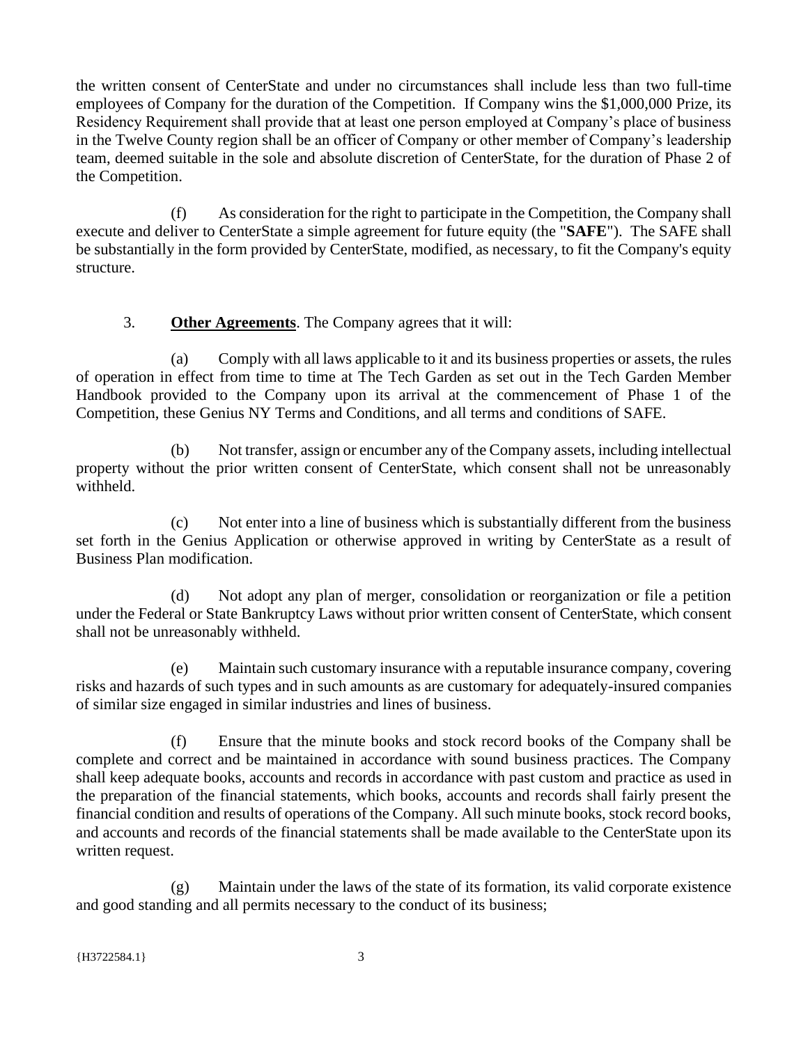the written consent of CenterState and under no circumstances shall include less than two full-time employees of Company for the duration of the Competition. If Company wins the $1,000,000 Prize, its Residency Requirement shall provide that at least one person employed at Company's place of business in the Twelve County region shall be an officer of Company or other member of Company's leadership team, deemed suitable in the sole and absolute discretion of CenterState, for the duration of Phase 2 of the Competition.

(f) As consideration for the right to participate in the Competition, the Company shall execute and deliver to CenterState a simple agreement for future equity (the "**SAFE**"). The SAFE shall be substantially in the form provided by CenterState, modified, as necessary, to fit the Company's equity structure.

3. **Other Agreements**. The Company agrees that it will:

(a) Comply with all laws applicable to it and its business properties or assets, the rules of operation in effect from time to time at The Tech Garden as set out in the Tech Garden Member Handbook provided to the Company upon its arrival at the commencement of Phase 1 of the Competition, these Genius NY Terms and Conditions, and all terms and conditions of SAFE.

(b) Not transfer, assign or encumber any of the Company assets, including intellectual property without the prior written consent of CenterState, which consent shall not be unreasonably withheld.

(c) Not enter into a line of business which is substantially different from the business set forth in the Genius Application or otherwise approved in writing by CenterState as a result of Business Plan modification.

(d) Not adopt any plan of merger, consolidation or reorganization or file a petition under the Federal or State Bankruptcy Laws without prior written consent of CenterState, which consent shall not be unreasonably withheld.

(e) Maintain such customary insurance with a reputable insurance company, covering risks and hazards of such types and in such amounts as are customary for adequately-insured companies of similar size engaged in similar industries and lines of business.

(f) Ensure that the minute books and stock record books of the Company shall be complete and correct and be maintained in accordance with sound business practices. The Company shall keep adequate books, accounts and records in accordance with past custom and practice as used in the preparation of the financial statements, which books, accounts and records shall fairly present the financial condition and results of operations of the Company. All such minute books, stock record books, and accounts and records of the financial statements shall be made available to the CenterState upon its written request.

(g) Maintain under the laws of the state of its formation, its valid corporate existence and good standing and all permits necessary to the conduct of its business;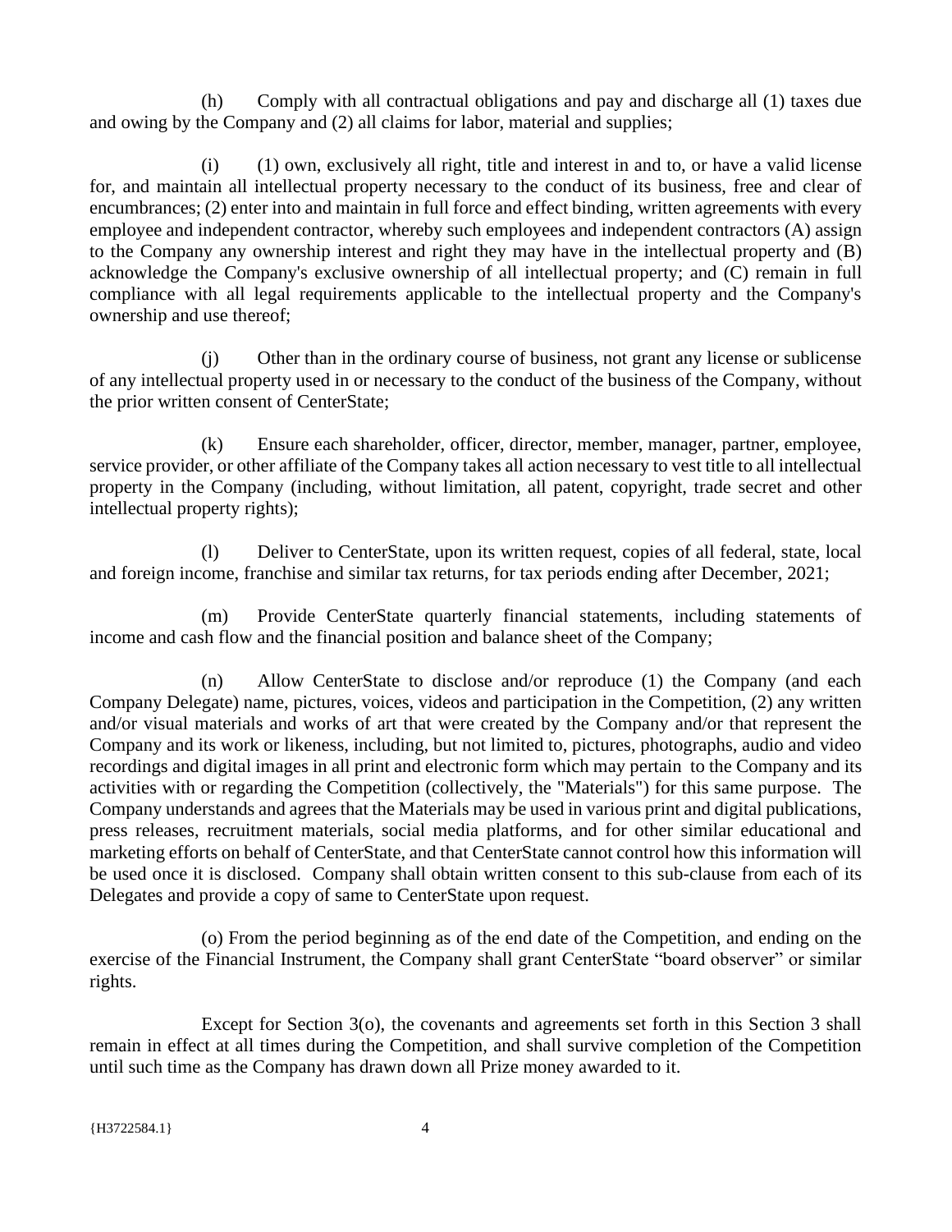(h) Comply with all contractual obligations and pay and discharge all (1) taxes due and owing by the Company and (2) all claims for labor, material and supplies;

(i) (1) own, exclusively all right, title and interest in and to, or have a valid license for, and maintain all intellectual property necessary to the conduct of its business, free and clear of encumbrances; (2) enter into and maintain in full force and effect binding, written agreements with every employee and independent contractor, whereby such employees and independent contractors (A) assign to the Company any ownership interest and right they may have in the intellectual property and (B) acknowledge the Company's exclusive ownership of all intellectual property; and (C) remain in full compliance with all legal requirements applicable to the intellectual property and the Company's ownership and use thereof;

(j) Other than in the ordinary course of business, not grant any license or sublicense of any intellectual property used in or necessary to the conduct of the business of the Company, without the prior written consent of CenterState;

(k) Ensure each shareholder, officer, director, member, manager, partner, employee, service provider, or other affiliate of the Company takes all action necessary to vest title to all intellectual property in the Company (including, without limitation, all patent, copyright, trade secret and other intellectual property rights);

(l) Deliver to CenterState, upon its written request, copies of all federal, state, local and foreign income, franchise and similar tax returns, for tax periods ending after December, 2021;

(m) Provide CenterState quarterly financial statements, including statements of income and cash flow and the financial position and balance sheet of the Company;

(n) Allow CenterState to disclose and/or reproduce (1) the Company (and each Company Delegate) name, pictures, voices, videos and participation in the Competition, (2) any written and/or visual materials and works of art that were created by the Company and/or that represent the Company and its work or likeness, including, but not limited to, pictures, photographs, audio and video recordings and digital images in all print and electronic form which may pertain to the Company and its activities with or regarding the Competition (collectively, the "Materials") for this same purpose. The Company understands and agrees that the Materials may be used in various print and digital publications, press releases, recruitment materials, social media platforms, and for other similar educational and marketing efforts on behalf of CenterState, and that CenterState cannot control how this information will be used once it is disclosed. Company shall obtain written consent to this sub-clause from each of its Delegates and provide a copy of same to CenterState upon request.

(o) From the period beginning as of the end date of the Competition, and ending on the exercise of the Financial Instrument, the Company shall grant CenterState "board observer" or similar rights.

Except for Section 3(o), the covenants and agreements set forth in this Section 3 shall remain in effect at all times during the Competition, and shall survive completion of the Competition until such time as the Company has drawn down all Prize money awarded to it.

{H3722584.1}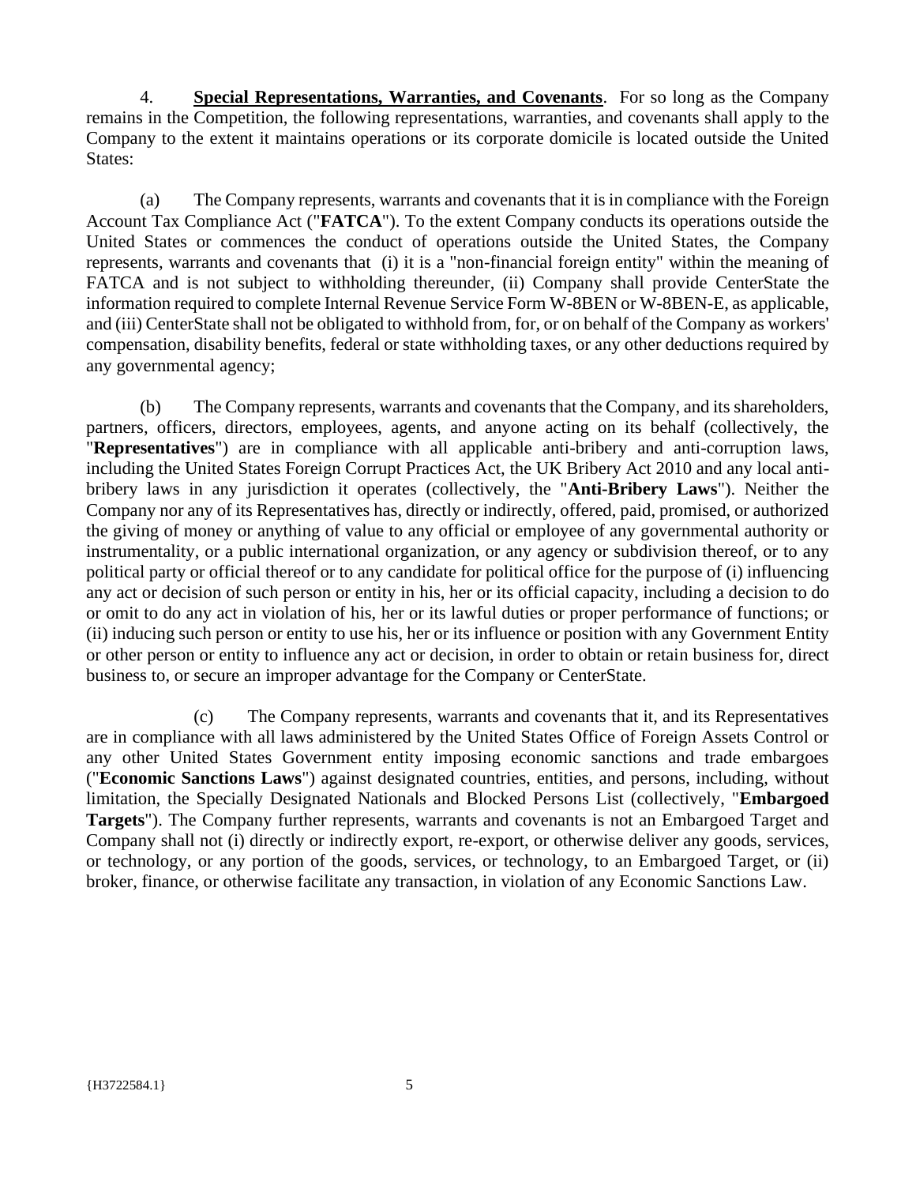4. **Special Representations, Warranties, and Covenants**. For so long as the Company remains in the Competition, the following representations, warranties, and covenants shall apply to the Company to the extent it maintains operations or its corporate domicile is located outside the United States:

(a) The Company represents, warrants and covenants that it is in compliance with the Foreign Account Tax Compliance Act ("**FATCA**"). To the extent Company conducts its operations outside the United States or commences the conduct of operations outside the United States, the Company represents, warrants and covenants that (i) it is a "non-financial foreign entity" within the meaning of FATCA and is not subject to withholding thereunder, (ii) Company shall provide CenterState the information required to complete Internal Revenue Service Form W-8BEN or W-8BEN-E, as applicable, and (iii) CenterState shall not be obligated to withhold from, for, or on behalf of the Company as workers' compensation, disability benefits, federal or state withholding taxes, or any other deductions required by any governmental agency;

(b) The Company represents, warrants and covenants that the Company, and its shareholders, partners, officers, directors, employees, agents, and anyone acting on its behalf (collectively, the "**Representatives**") are in compliance with all applicable anti-bribery and anti-corruption laws, including the United States Foreign Corrupt Practices Act, the UK Bribery Act 2010 and any local anti-bribery laws in any jurisdiction it operates (collectively, the "**Anti-Bribery Laws**"). Neither the Company nor any of its Representatives has, directly or indirectly, offered, paid, promised, or authorized the giving of money or anything of value to any official or employee of any governmental authority or instrumentality, or a public international organization, or any agency or subdivision thereof, or to any political party or official thereof or to any candidate for political office for the purpose of (i) influencing any act or decision of such person or entity in his, her or its official capacity, including a decision to do or omit to do any act in violation of his, her or its lawful duties or proper performance of functions; or (ii) inducing such person or entity to use his, her or its influence or position with any Government Entity or other person or entity to influence any act or decision, in order to obtain or retain business for, direct business to, or secure an improper advantage for the Company or CenterState.

(c) The Company represents, warrants and covenants that it, and its Representatives are in compliance with all laws administered by the United States Office of Foreign Assets Control or any other United States Government entity imposing economic sanctions and trade embargoes ("**Economic Sanctions Laws**") against designated countries, entities, and persons, including, without limitation, the Specially Designated Nationals and Blocked Persons List (collectively, "**Embargoed Targets**"). The Company further represents, warrants and covenants is not an Embargoed Target and Company shall not (i) directly or indirectly export, re-export, or otherwise deliver any goods, services, or technology, or any portion of the goods, services, or technology, to an Embargoed Target, or (ii) broker, finance, or otherwise facilitate any transaction, in violation of any Economic Sanctions Law.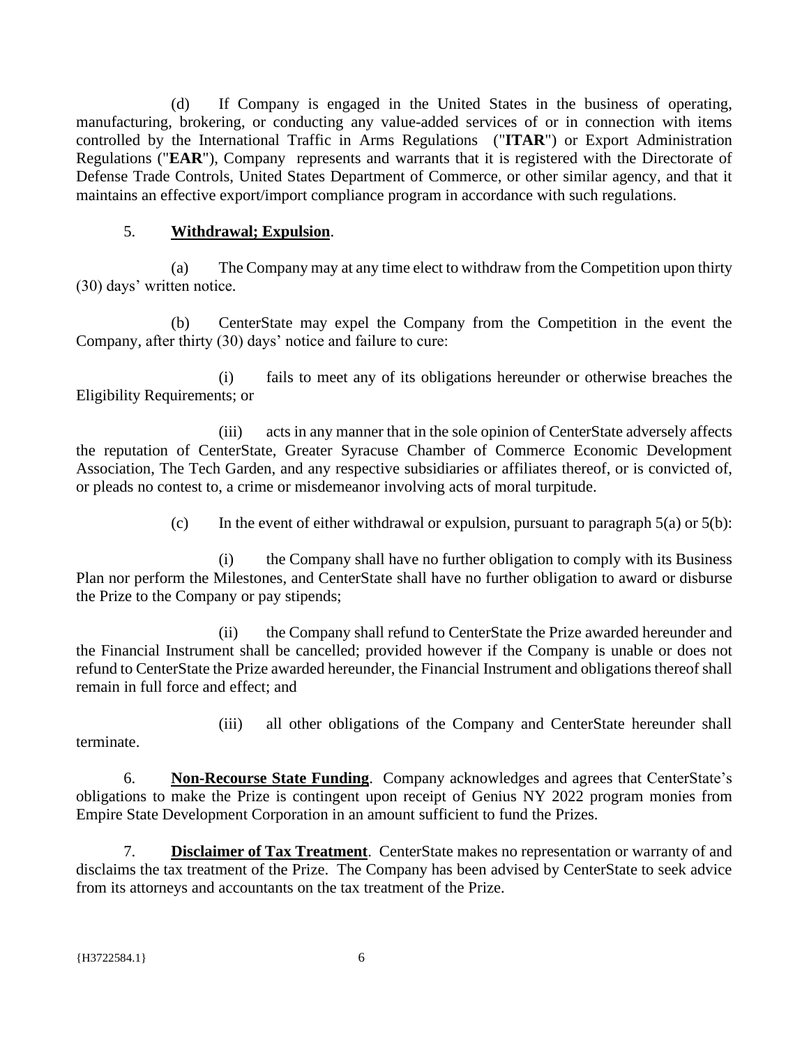(d) If Company is engaged in the United States in the business of operating, manufacturing, brokering, or conducting any value-added services of or in connection with items controlled by the International Traffic in Arms Regulations ("**ITAR**") or Export Administration Regulations ("**EAR**"), Company represents and warrants that it is registered with the Directorate of Defense Trade Controls, United States Department of Commerce, or other similar agency, and that it maintains an effective export/import compliance program in accordance with such regulations.

5. **Withdrawal; Expulsion**.

(a) The Company may at any time elect to withdraw from the Competition upon thirty (30) days' written notice.

(b) CenterState may expel the Company from the Competition in the event the Company, after thirty (30) days' notice and failure to cure:

(i) fails to meet any of its obligations hereunder or otherwise breaches the Eligibility Requirements; or

(iii) acts in any manner that in the sole opinion of CenterState adversely affects the reputation of CenterState, Greater Syracuse Chamber of Commerce Economic Development Association, The Tech Garden, and any respective subsidiaries or affiliates thereof, or is convicted of, or pleads no contest to, a crime or misdemeanor involving acts of moral turpitude.

(c) In the event of either withdrawal or expulsion, pursuant to paragraph 5(a) or 5(b):

(i) the Company shall have no further obligation to comply with its Business Plan nor perform the Milestones, and CenterState shall have no further obligation to award or disburse the Prize to the Company or pay stipends;

(ii) the Company shall refund to CenterState the Prize awarded hereunder and the Financial Instrument shall be cancelled; provided however if the Company is unable or does not refund to CenterState the Prize awarded hereunder, the Financial Instrument and obligations thereof shall remain in full force and effect; and

(iii) all other obligations of the Company and CenterState hereunder shall terminate.

6. **Non-Recourse State Funding**. Company acknowledges and agrees that CenterState's obligations to make the Prize is contingent upon receipt of Genius NY 2022 program monies from Empire State Development Corporation in an amount sufficient to fund the Prizes.

7. **Disclaimer of Tax Treatment**. CenterState makes no representation or warranty of and disclaims the tax treatment of the Prize. The Company has been advised by CenterState to seek advice from its attorneys and accountants on the tax treatment of the Prize.

{H3722584.1}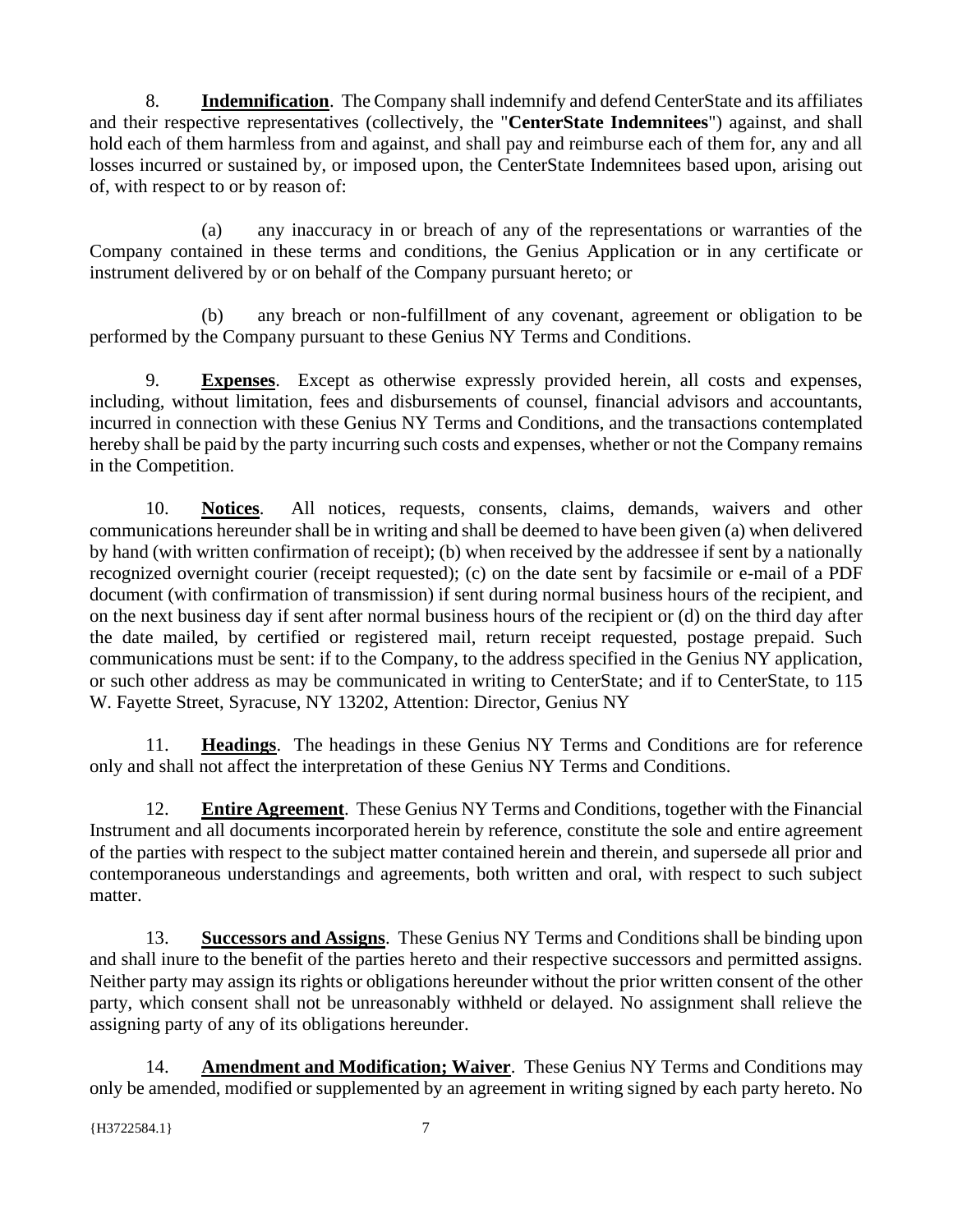8. **Indemnification**. The Company shall indemnify and defend CenterState and its affiliates and their respective representatives (collectively, the "**CenterState Indemnitees**") against, and shall hold each of them harmless from and against, and shall pay and reimburse each of them for, any and all losses incurred or sustained by, or imposed upon, the CenterState Indemnitees based upon, arising out of, with respect to or by reason of:

(a) any inaccuracy in or breach of any of the representations or warranties of the Company contained in these terms and conditions, the Genius Application or in any certificate or instrument delivered by or on behalf of the Company pursuant hereto; or

(b) any breach or non-fulfillment of any covenant, agreement or obligation to be performed by the Company pursuant to these Genius NY Terms and Conditions.

9. **Expenses**. Except as otherwise expressly provided herein, all costs and expenses, including, without limitation, fees and disbursements of counsel, financial advisors and accountants, incurred in connection with these Genius NY Terms and Conditions, and the transactions contemplated hereby shall be paid by the party incurring such costs and expenses, whether or not the Company remains in the Competition.

10. **Notices**. All notices, requests, consents, claims, demands, waivers and other communications hereunder shall be in writing and shall be deemed to have been given (a) when delivered by hand (with written confirmation of receipt); (b) when received by the addressee if sent by a nationally recognized overnight courier (receipt requested); (c) on the date sent by facsimile or e-mail of a PDF document (with confirmation of transmission) if sent during normal business hours of the recipient, and on the next business day if sent after normal business hours of the recipient or (d) on the third day after the date mailed, by certified or registered mail, return receipt requested, postage prepaid. Such communications must be sent: if to the Company, to the address specified in the Genius NY application, or such other address as may be communicated in writing to CenterState; and if to CenterState, to 115 W. Fayette Street, Syracuse, NY 13202, Attention: Director, Genius NY

11. **Headings**. The headings in these Genius NY Terms and Conditions are for reference only and shall not affect the interpretation of these Genius NY Terms and Conditions.

12. **Entire Agreement**. These Genius NY Terms and Conditions, together with the Financial Instrument and all documents incorporated herein by reference, constitute the sole and entire agreement of the parties with respect to the subject matter contained herein and therein, and supersede all prior and contemporaneous understandings and agreements, both written and oral, with respect to such subject matter.

13. **Successors and Assigns**. These Genius NY Terms and Conditions shall be binding upon and shall inure to the benefit of the parties hereto and their respective successors and permitted assigns. Neither party may assign its rights or obligations hereunder without the prior written consent of the other party, which consent shall not be unreasonably withheld or delayed. No assignment shall relieve the assigning party of any of its obligations hereunder.

14. **Amendment and Modification; Waiver**. These Genius NY Terms and Conditions may only be amended, modified or supplemented by an agreement in writing signed by each party hereto. No

{H3722584.1}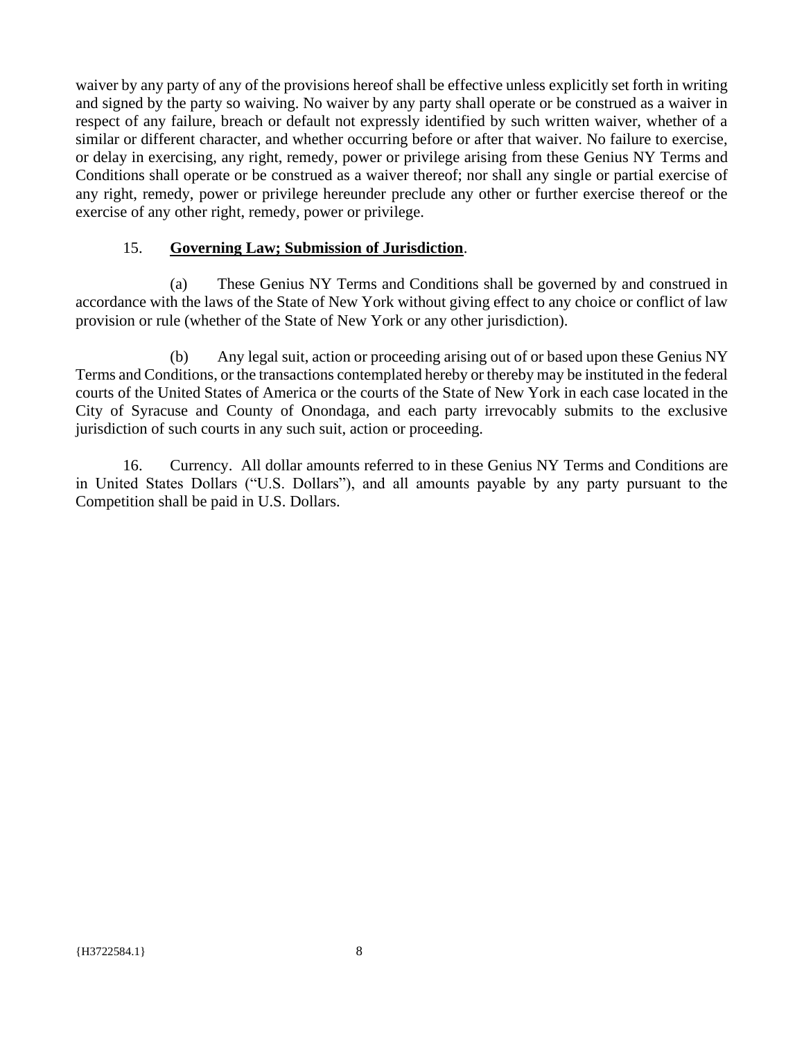waiver by any party of any of the provisions hereof shall be effective unless explicitly set forth in writing and signed by the party so waiving. No waiver by any party shall operate or be construed as a waiver in respect of any failure, breach or default not expressly identified by such written waiver, whether of a similar or different character, and whether occurring before or after that waiver. No failure to exercise, or delay in exercising, any right, remedy, power or privilege arising from these Genius NY Terms and Conditions shall operate or be construed as a waiver thereof; nor shall any single or partial exercise of any right, remedy, power or privilege hereunder preclude any other or further exercise thereof or the exercise of any other right, remedy, power or privilege.

15. **Governing Law; Submission of Jurisdiction**.

(a) These Genius NY Terms and Conditions shall be governed by and construed in accordance with the laws of the State of New York without giving effect to any choice or conflict of law provision or rule (whether of the State of New York or any other jurisdiction).

(b) Any legal suit, action or proceeding arising out of or based upon these Genius NY Terms and Conditions, or the transactions contemplated hereby or thereby may be instituted in the federal courts of the United States of America or the courts of the State of New York in each case located in the City of Syracuse and County of Onondaga, and each party irrevocably submits to the exclusive jurisdiction of such courts in any such suit, action or proceeding.

16. Currency. All dollar amounts referred to in these Genius NY Terms and Conditions are in United States Dollars ("U.S. Dollars"), and all amounts payable by any party pursuant to the Competition shall be paid in U.S. Dollars.

{H3722584.1}